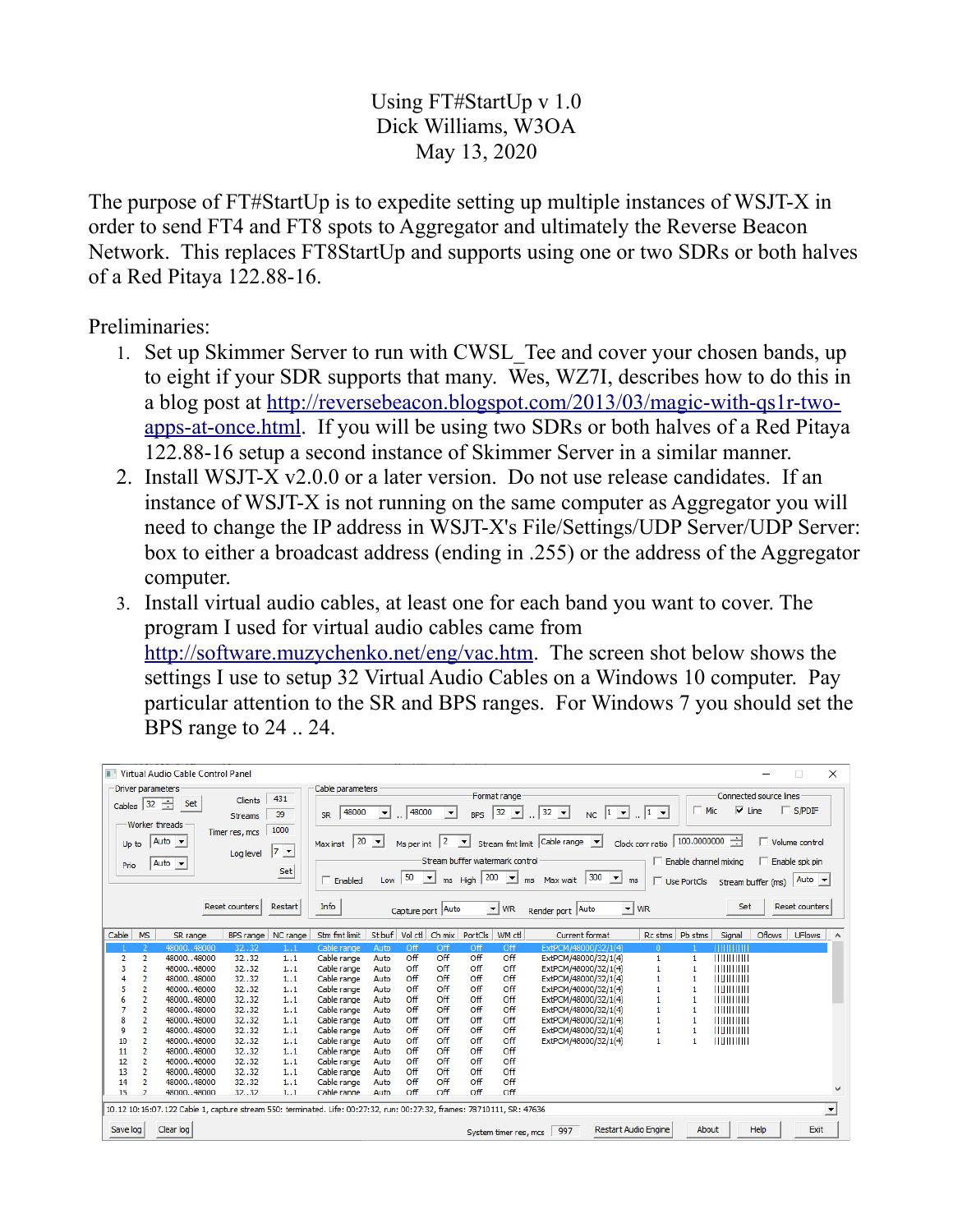# Using FT#StartUp v 1.0

Dick Williams, W3OA

May 13, 2020

The purpose of FT#StartUp is to expedite setting up multiple instances of WSJT-X in order to send FT4 and FT8 spots to Aggregator and ultimately the Reverse Beacon Network. This replaces FT8StartUp and supports using one or two SDRs or both halves of a Red Pitaya 122.88-16.

Preliminaries:

1. Set up Skimmer Server to run with CWSL_Tee and cover your chosen bands, up to eight if your SDR supports that many. Wes, WZ7I, describes how to do this in a blog post at http://reversebeacon.blogspot.com/2013/03/magic-with-qs1r-two-apps-at-once.html. If you will be using two SDRs or both halves of a Red Pitaya 122.88-16 setup a second instance of Skimmer Server in a similar manner.
2. Install WSJT-X v2.0.0 or a later version. Do not use release candidates. If an instance of WSJT-X is not running on the same computer as Aggregator you will need to change the IP address in WSJT-X's File/Settings/UDP Server/UDP Server: box to either a broadcast address (ending in .255) or the address of the Aggregator computer.
3. Install virtual audio cables, at least one for each band you want to cover. The program I used for virtual audio cables came from http://software.muzychenko.net/eng/vac.htm. The screen shot below shows the settings I use to setup 32 Virtual Audio Cables on a Windows 10 computer. Pay particular attention to the SR and BPS ranges. For Windows 7 you should set the BPS range to 24 .. 24.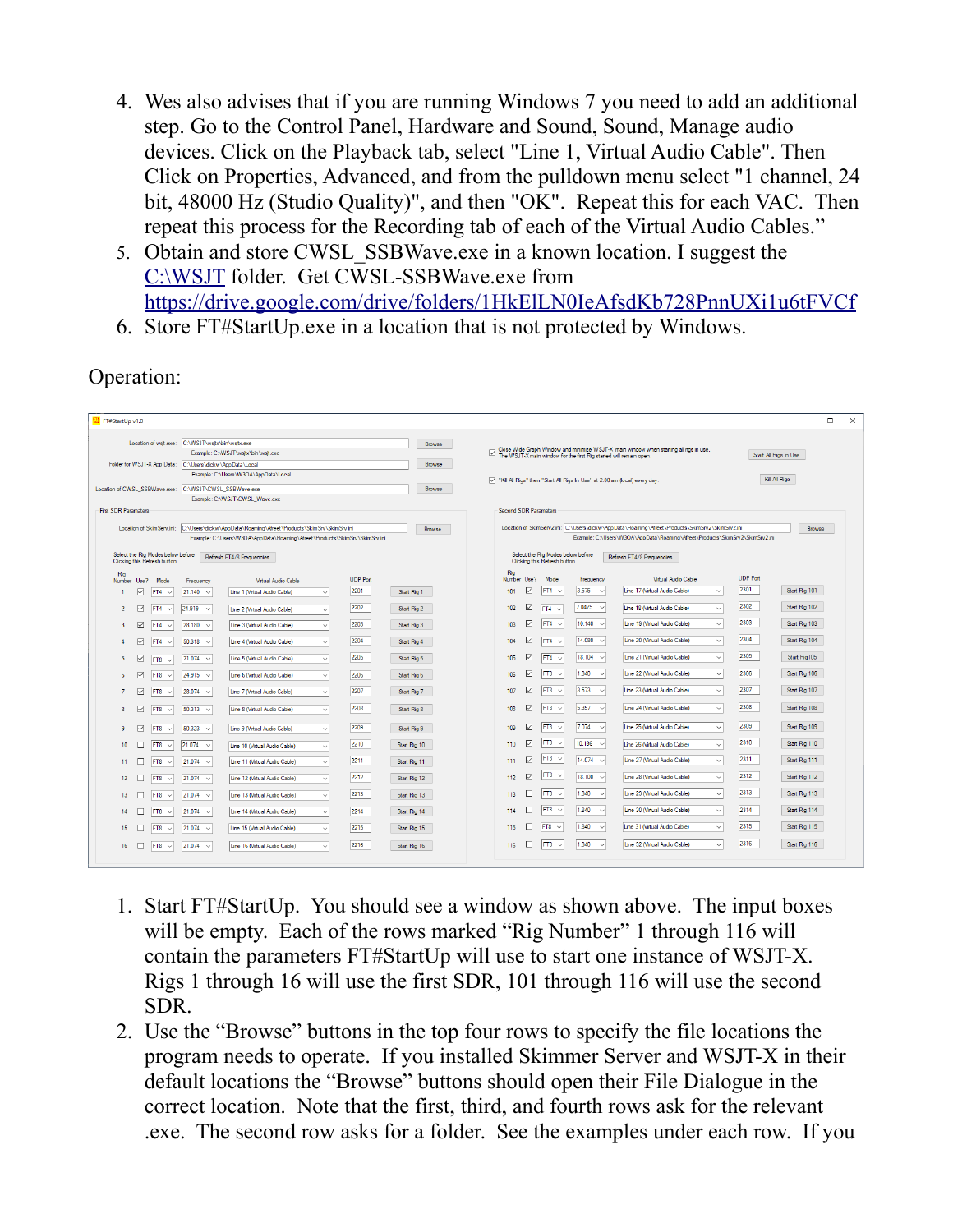4. Wes also advises that if you are running Windows 7 you need to add an additional step. Go to the Control Panel, Hardware and Sound, Sound, Manage audio devices. Click on the Playback tab, select "Line 1, Virtual Audio Cable". Then Click on Properties, Advanced, and from the pulldown menu select "1 channel, 24 bit, 48000 Hz (Studio Quality)", and then "OK". Repeat this for each VAC. Then repeat this process for the Recording tab of each of the Virtual Audio Cables."
5. Obtain and store CWSL_SSBWave.exe in a known location. I suggest the C:\WSJT folder. Get CWSL-SSBWave.exe from https://drive.google.com/drive/folders/1HkElLN0IeAfsdKb728PnnUXi1u6tFVCf
6. Store FT#StartUp.exe in a location that is not protected by Windows.

Operation:

1. Start FT#StartUp. You should see a window as shown above. The input boxes will be empty. Each of the rows marked "Rig Number" 1 through 116 will contain the parameters FT#StartUp will use to start one instance of WSJT-X. Rigs 1 through 16 will use the first SDR, 101 through 116 will use the second SDR.
2. Use the "Browse" buttons in the top four rows to specify the file locations the program needs to operate. If you installed Skimmer Server and WSJT-X in their default locations the "Browse" buttons should open their File Dialogue in the correct location. Note that the first, third, and fourth rows ask for the relevant .exe. The second row asks for a folder. See the examples under each row. If you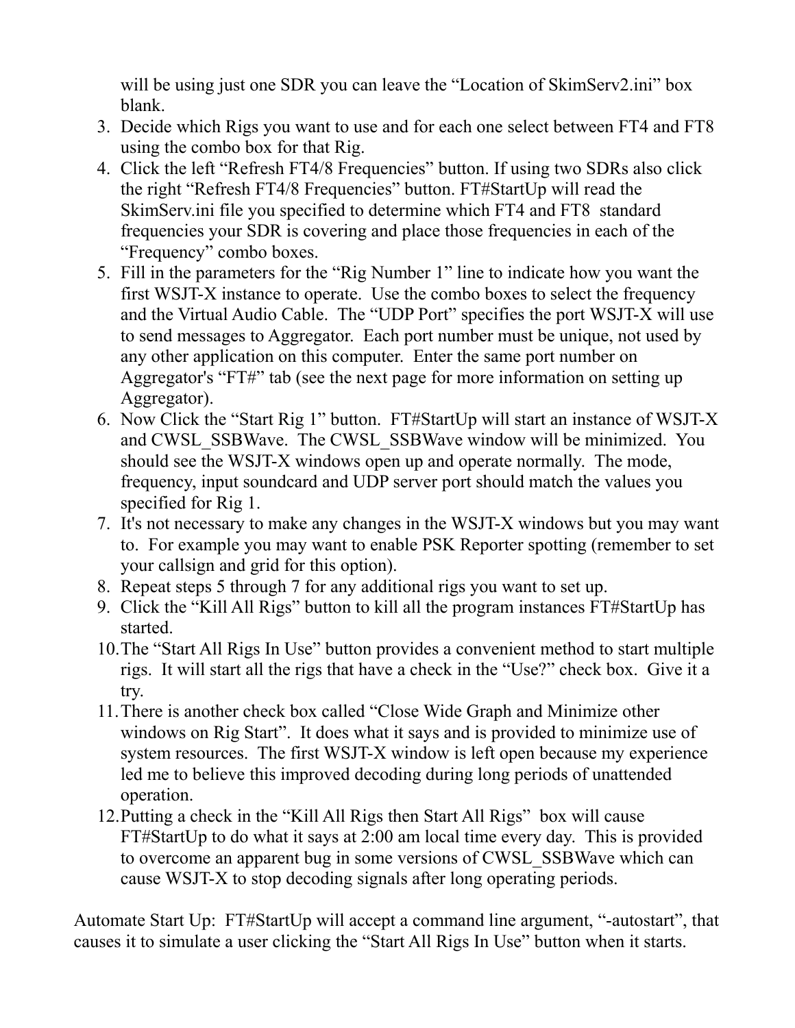will be using just one SDR you can leave the "Location of SkimServ2.ini" box blank.

3. Decide which Rigs you want to use and for each one select between FT4 and FT8 using the combo box for that Rig.
4. Click the left "Refresh FT4/8 Frequencies" button. If using two SDRs also click the right "Refresh FT4/8 Frequencies" button. FT#StartUp will read the SkimServ.ini file you specified to determine which FT4 and FT8 standard frequencies your SDR is covering and place those frequencies in each of the "Frequency" combo boxes.
5. Fill in the parameters for the "Rig Number 1" line to indicate how you want the first WSJT-X instance to operate. Use the combo boxes to select the frequency and the Virtual Audio Cable. The "UDP Port" specifies the port WSJT-X will use to send messages to Aggregator. Each port number must be unique, not used by any other application on this computer. Enter the same port number on Aggregator's "FT#" tab (see the next page for more information on setting up Aggregator).
6. Now Click the "Start Rig 1" button. FT#StartUp will start an instance of WSJT-X and CWSL_SSBWave. The CWSL_SSBWave window will be minimized. You should see the WSJT-X windows open up and operate normally. The mode, frequency, input soundcard and UDP server port should match the values you specified for Rig 1.
7. It's not necessary to make any changes in the WSJT-X windows but you may want to. For example you may want to enable PSK Reporter spotting (remember to set your callsign and grid for this option).
8. Repeat steps 5 through 7 for any additional rigs you want to set up.
9. Click the "Kill All Rigs" button to kill all the program instances FT#StartUp has started.
10. The "Start All Rigs In Use" button provides a convenient method to start multiple rigs. It will start all the rigs that have a check in the "Use?" check box. Give it a try.
11. There is another check box called "Close Wide Graph and Minimize other windows on Rig Start". It does what it says and is provided to minimize use of system resources. The first WSJT-X window is left open because my experience led me to believe this improved decoding during long periods of unattended operation.
12. Putting a check in the "Kill All Rigs then Start All Rigs" box will cause FT#StartUp to do what it says at 2:00 am local time every day. This is provided to overcome an apparent bug in some versions of CWSL_SSBWave which can cause WSJT-X to stop decoding signals after long operating periods.

Automate Start Up: FT#StartUp will accept a command line argument, "-autostart", that causes it to simulate a user clicking the "Start All Rigs In Use" button when it starts.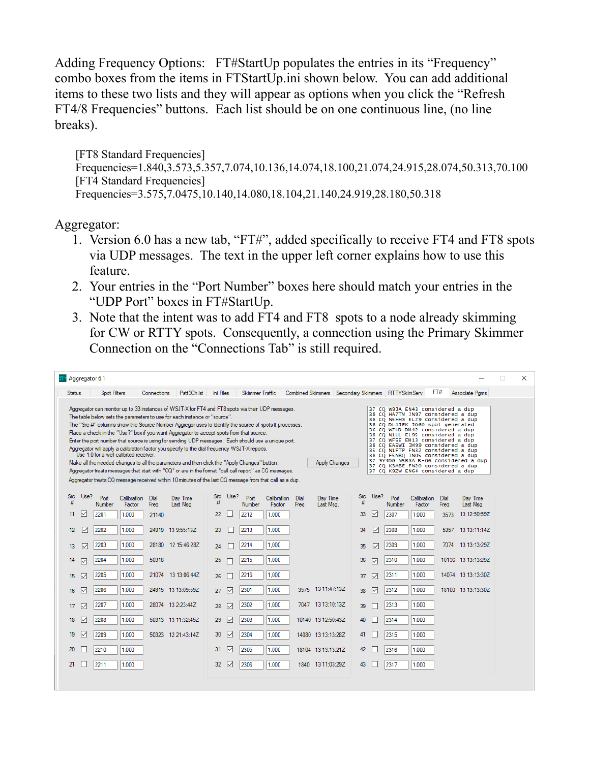Adding Frequency Options: FT#StartUp populates the entries in its "Frequency" combo boxes from the items in FTStartUp.ini shown below. You can add additional items to these two lists and they will appear as options when you click the "Refresh FT4/8 Frequencies" buttons. Each list should be on one continuous line, (no line breaks).

```
[FT8 Standard Frequencies]
Frequencies=1.840,3.573,5.357,7.074,10.136,14.074,18.100,21.074,24.915,28.074,50.313,70.100
[FT4 Standard Frequencies]
Frequencies=3.575,7.0475,10.140,14.080,18.104,21.140,24.919,28.180,50.318
```

Aggregator:

1. Version 6.0 has a new tab, "FT#", added specifically to receive FT4 and FT8 spots via UDP messages. The text in the upper left corner explains how to use this feature.
2. Your entries in the "Port Number" boxes here should match your entries in the "UDP Port" boxes in FT#StartUp.
3. Note that the intent was to add FT4 and FT8 spots to a node already skimming for CW or RTTY spots. Consequently, a connection using the Primary Skimmer Connection on the "Connections Tab" is still required.

Aggregator 6.1

Status | Spot Filters | Connections | Patt3Ch.lst | ini Files | Skimmer Traffic | Combined Skimmers | Secondary Skimmers | RTTYSkimServ | FT# | Associate Pgms

Aggregator can monitor up to 33 instances of WSJT-X for FT4 and FT8 spots via their UDP messages.
The table below sets the parameters to use for each instance or "source".
The "Src #" columns show the Source Number Aggregor uses to identify the source of spots it processes.
Place a check in the "Use?" box if you want Aggregator to accept spots from that source.
Enter the port number that source is using for sending UDP messages. Each should use a unique port.
Aggregator will apply a calibration factor you specify to the dial frequency WSJT-X reports.
Use 1.0 for a well calibrted receiver.
Make all the needed changes to all the parameters and then click the "Apply Changes" button.
Aggregator treats messages that start with "CQ" or are in the format "call call report" as CQ messages.
Aggregator treats CQ message received within 10 minutes of the last CQ message from that call as a dup.

Apply Changes

```
37 CQ W9JA EN43 considered a dup
38 CQ HA7TM JN97 considered a dup
36 CQ N5HHS EL29 considered a dup
38 CQ DL1JEK JO60 spot generated
36 CQ W7HD DM42 considered a dup
38 CQ N1UL EL95 considered a dup
37 CQ WF5E EM13 considered a dup
38 CQ EA5WI IM99 considered a dup
35 CQ N1FTP FN32 considered a dup
38 CQ F5NBQ JN05 considered a dup
37 9Y4DG N5BSA R-06 considered a dup
37 CQ K3ABE FN20 considered a dup
37 CQ K9ZW EN64 considered a dup
```

| Src # | Use? | Port Number | Calibration Factor | Dial Freq | Day Time Last Msg. | Src # | Use? | Port Number | Calibration Factor | Dial Freq | Day Time Last Msg. | Src # | Use? | Port Number | Calibration Factor | Dial Freq | Day Time Last Msg. |
|---|---|---|---|---|---|---|---|---|---|---|---|---|---|---|---|---|---|
| 11 | ☑ | 2201 | 1.000 | 21140 | | 22 | ☐ | 2212 | 1,000 | | | 33 | ☑ | 2307 | 1.000 | 3573 | 13 12:50:59Z |
| 12 | ☑ | 2202 | 1.000 | 24919 | 13 9:55:13Z | 23 | ☐ | 2213 | 1,000 | | | 34 | ☑ | 2308 | 1.000 | 5357 | 13 13:11:14Z |
| 13 | ☑ | 2203 | 1.000 | 28180 | 12 15:46:28Z | 24 | ☐ | 2214 | 1,000 | | | 35 | ☑ | 2309 | 1.000 | 7074 | 13 13:13:29Z |
| 14 | ☑ | 2204 | 1.000 | 50318 | | 25 | ☐ | 2215 | 1,000 | | | 36 | ☑ | 2310 | 1.000 | 10136 | 13 13:13:29Z |
| 15 | ☑ | 2205 | 1.000 | 21074 | 13 13:06:44Z | 26 | ☐ | 2216 | 1,000 | | | 37 | ☑ | 2311 | 1.000 | 14074 | 13 13:13:30Z |
| 16 | ☑ | 2206 | 1.000 | 24915 | 13 13:09:59Z | 27 | ☑ | 2301 | 1,000 | 3575 | 13 11:47:13Z | 38 | ☑ | 2312 | 1.000 | 18100 | 13 13:13:30Z |
| 17 | ☑ | 2207 | 1.000 | 28074 | 13 2:23:44Z | 28 | ☑ | 2302 | 1,000 | 7047 | 13 13:10:13Z | 39 | ☐ | 2313 | 1.000 | | |
| 18 | ☑ | 2208 | 1.000 | 50313 | 13 11:32:45Z | 29 | ☑ | 2303 | 1,000 | 10140 | 13 12:50:43Z | 40 | ☐ | 2314 | 1.000 | | |
| 19 | ☑ | 2209 | 1.000 | 50323 | 12 21:43:14Z | 30 | ☑ | 2304 | 1,000 | 14080 | 13 13:13:28Z | 41 | ☐ | 2315 | 1.000 | | |
| 20 | ☐ | 2210 | 1.000 | | | 31 | ☑ | 2305 | 1,000 | 18104 | 13 13:13:21Z | 42 | ☐ | 2316 | 1.000 | | |
| 21 | ☐ | 2211 | 1.000 | | | 32 | ☑ | 2306 | 1,000 | 1840 | 13 11:03:29Z | 43 | ☐ | 2317 | 1.000 | | |